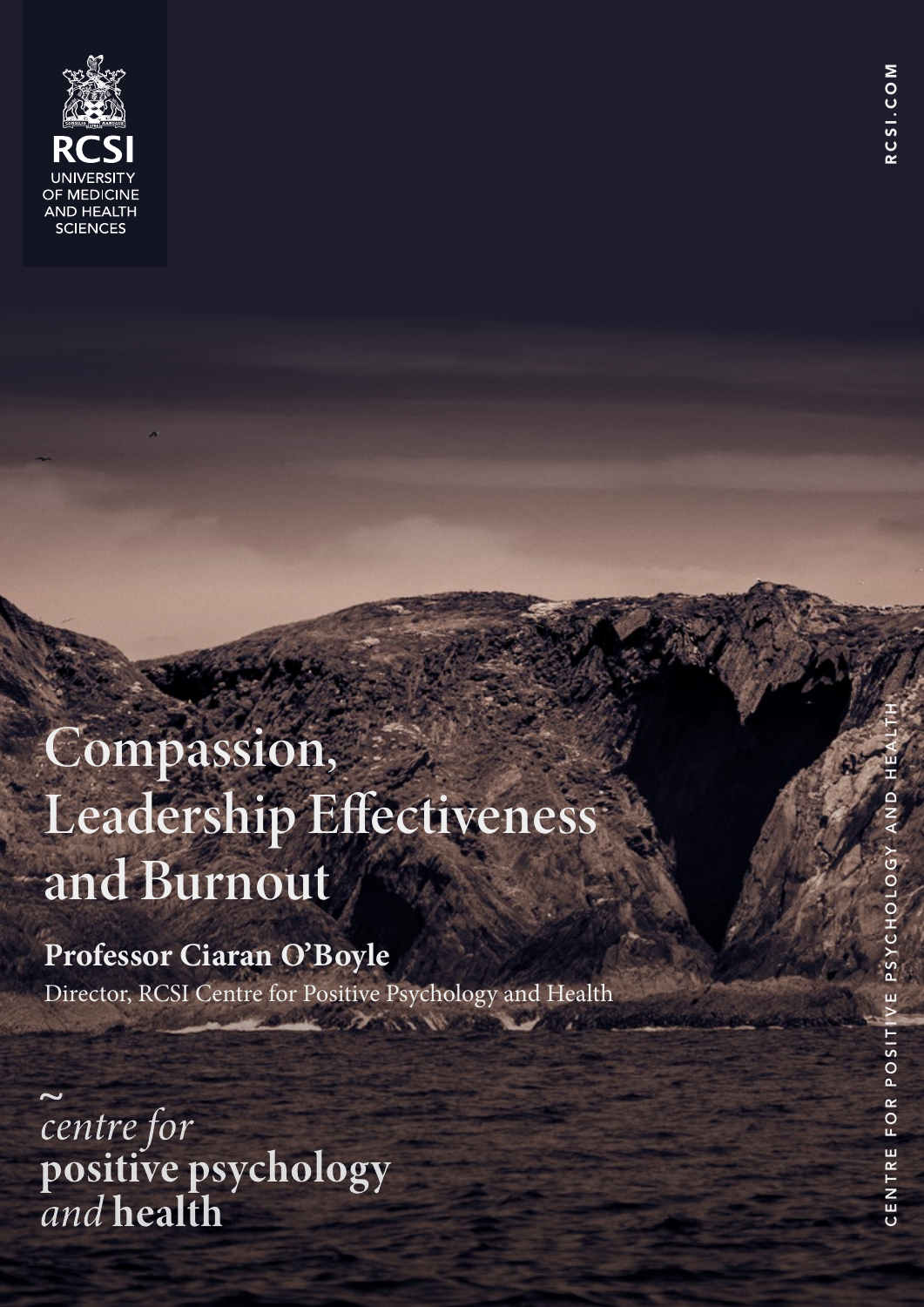RCSI
UNIVERSITY OF MEDICINE AND HEALTH SCIENCES

RCSI.COM

# Compassion, Leadership Effectiveness and Burnout

**Professor Ciaran O'Boyle**

Director, RCSI Centre for Positive Psychology and Health

*centre for*
**positive psychology**
*and* **health**

CENTRE FOR POSITIVE PSYCHOLOGY AND HEALTH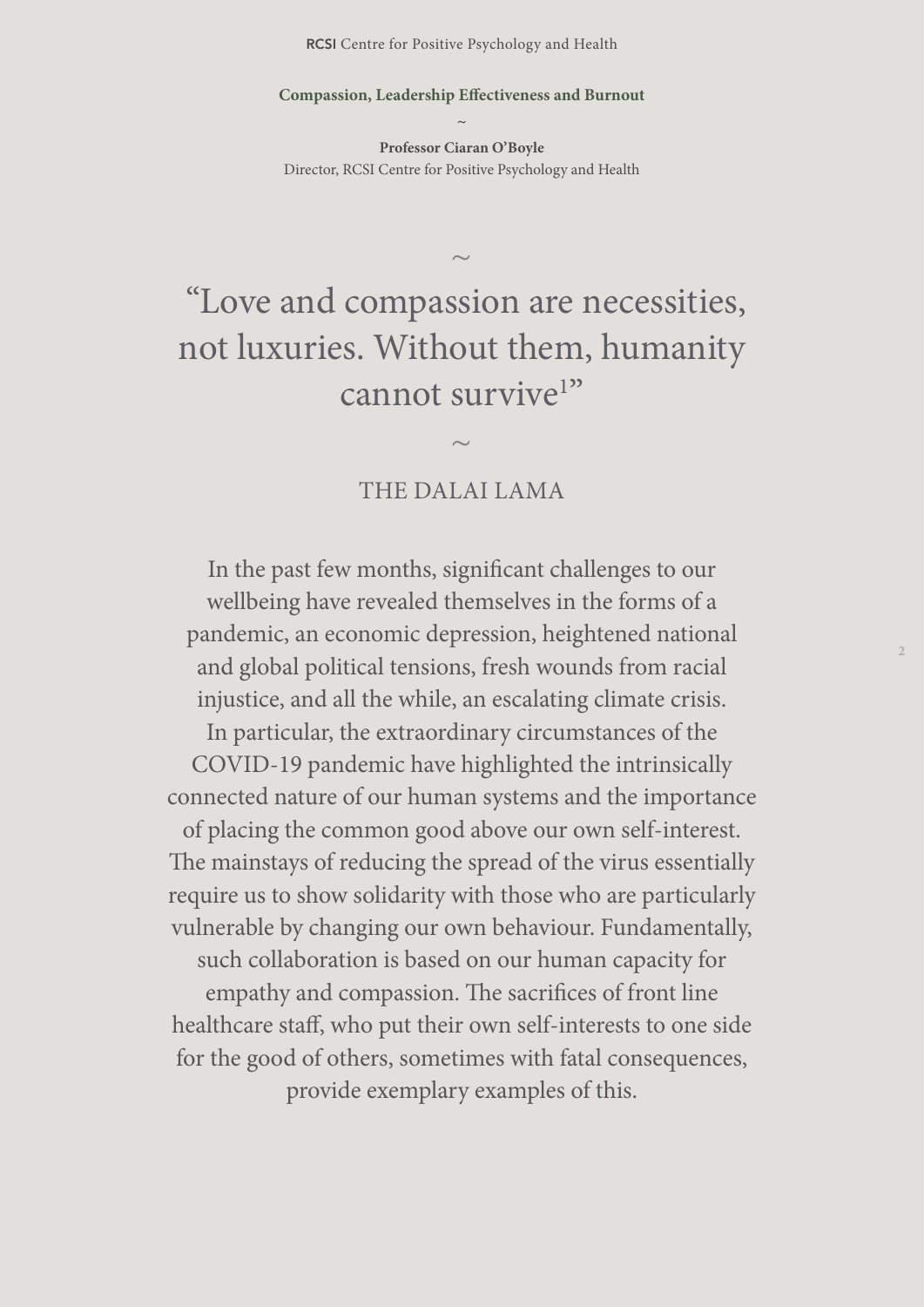**Compassion, Leadership Effectiveness and Burnout**

~

**Professor Ciaran O'Boyle**
Director, RCSI Centre for Positive Psychology and Health

~

"Love and compassion are necessities, not luxuries. Without them, humanity cannot survive[1]"

~

THE DALAI LAMA

In the past few months, significant challenges to our wellbeing have revealed themselves in the forms of a pandemic, an economic depression, heightened national and global political tensions, fresh wounds from racial injustice, and all the while, an escalating climate crisis. In particular, the extraordinary circumstances of the COVID-19 pandemic have highlighted the intrinsically connected nature of our human systems and the importance of placing the common good above our own self-interest. The mainstays of reducing the spread of the virus essentially require us to show solidarity with those who are particularly vulnerable by changing our own behaviour. Fundamentally, such collaboration is based on our human capacity for empathy and compassion. The sacrifices of front line healthcare staff, who put their own self-interests to one side for the good of others, sometimes with fatal consequences, provide exemplary examples of this.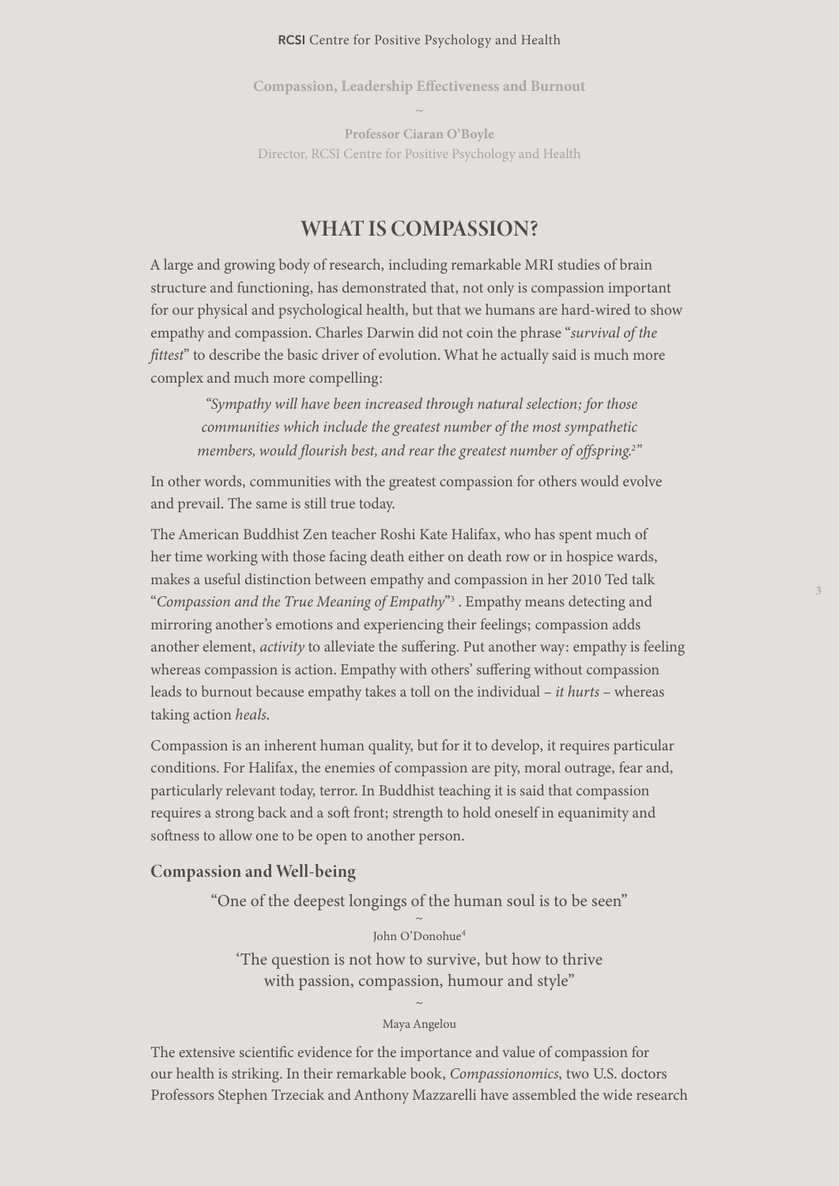**Compassion, Leadership Effectiveness and Burnout**

~

**Professor Ciaran O'Boyle**
Director, RCSI Centre for Positive Psychology and Health

## WHAT IS COMPASSION?

A large and growing body of research, including remarkable MRI studies of brain structure and functioning, has demonstrated that, not only is compassion important for our physical and psychological health, but that we humans are hard-wired to show empathy and compassion. Charles Darwin did not coin the phrase "*survival of the fittest*" to describe the basic driver of evolution. What he actually said is much more complex and much more compelling:

> *"Sympathy will have been increased through natural selection; for those communities which include the greatest number of the most sympathetic members, would flourish best, and rear the greatest number of offspring.[2]"*

In other words, communities with the greatest compassion for others would evolve and prevail. The same is still true today.

The American Buddhist Zen teacher Roshi Kate Halifax, who has spent much of her time working with those facing death either on death row or in hospice wards, makes a useful distinction between empathy and compassion in her 2010 Ted talk "*Compassion and the True Meaning of Empathy*"[3] . Empathy means detecting and mirroring another's emotions and experiencing their feelings; compassion adds another element, *activity* to alleviate the suffering. Put another way: empathy is feeling whereas compassion is action. Empathy with others' suffering without compassion leads to burnout because empathy takes a toll on the individual – *it hurts* – whereas taking action *heals*.

Compassion is an inherent human quality, but for it to develop, it requires particular conditions. For Halifax, the enemies of compassion are pity, moral outrage, fear and, particularly relevant today, terror. In Buddhist teaching it is said that compassion requires a strong back and a soft front; strength to hold oneself in equanimity and softness to allow one to be open to another person.

### Compassion and Well-being

> "One of the deepest longings of the human soul is to be seen"
>
> ~
>
> John O'Donohue[4]

> 'The question is not how to survive, but how to thrive with passion, compassion, humour and style"
>
> ~
>
> Maya Angelou

The extensive scientific evidence for the importance and value of compassion for our health is striking. In their remarkable book, *Compassionomics*, two U.S. doctors Professors Stephen Trzeciak and Anthony Mazzarelli have assembled the wide research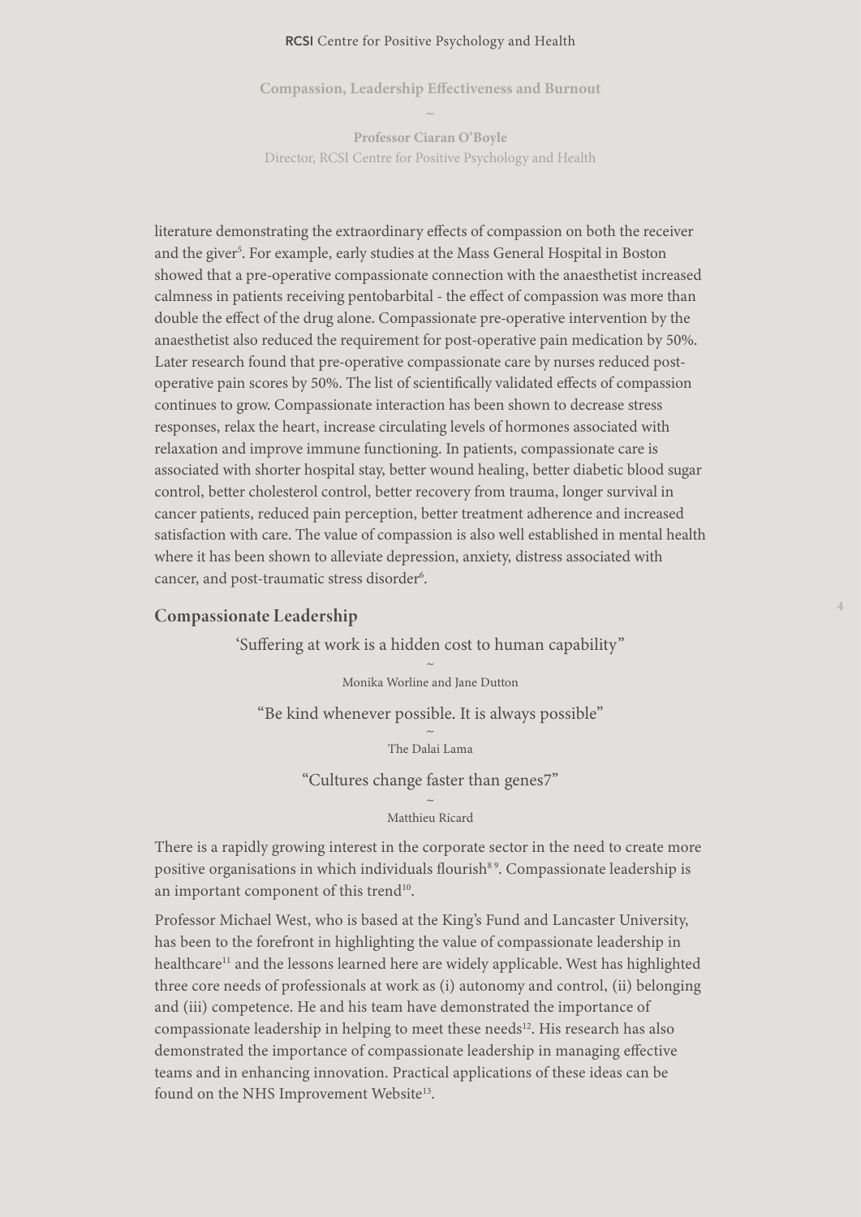literature demonstrating the extraordinary effects of compassion on both the receiver and the giver[5]. For example, early studies at the Mass General Hospital in Boston showed that a pre-operative compassionate connection with the anaesthetist increased calmness in patients receiving pentobarbital - the effect of compassion was more than double the effect of the drug alone. Compassionate pre-operative intervention by the anaesthetist also reduced the requirement for post-operative pain medication by 50%. Later research found that pre-operative compassionate care by nurses reduced post-operative pain scores by 50%. The list of scientifically validated effects of compassion continues to grow. Compassionate interaction has been shown to decrease stress responses, relax the heart, increase circulating levels of hormones associated with relaxation and improve immune functioning. In patients, compassionate care is associated with shorter hospital stay, better wound healing, better diabetic blood sugar control, better cholesterol control, better recovery from trauma, longer survival in cancer patients, reduced pain perception, better treatment adherence and increased satisfaction with care. The value of compassion is also well established in mental health where it has been shown to alleviate depression, anxiety, distress associated with cancer, and post-traumatic stress disorder[6].

## Compassionate Leadership

'Suffering at work is a hidden cost to human capability"

~

Monika Worline and Jane Dutton

"Be kind whenever possible. It is always possible"

~

The Dalai Lama

"Cultures change faster than genes7"

~

Matthieu Ricard

There is a rapidly growing interest in the corporate sector in the need to create more positive organisations in which individuals flourish[8,9]. Compassionate leadership is an important component of this trend[10].

Professor Michael West, who is based at the King's Fund and Lancaster University, has been to the forefront in highlighting the value of compassionate leadership in healthcare[11] and the lessons learned here are widely applicable. West has highlighted three core needs of professionals at work as (i) autonomy and control, (ii) belonging and (iii) competence. He and his team have demonstrated the importance of compassionate leadership in helping to meet these needs[12]. His research has also demonstrated the importance of compassionate leadership in managing effective teams and in enhancing innovation. Practical applications of these ideas can be found on the NHS Improvement Website[13].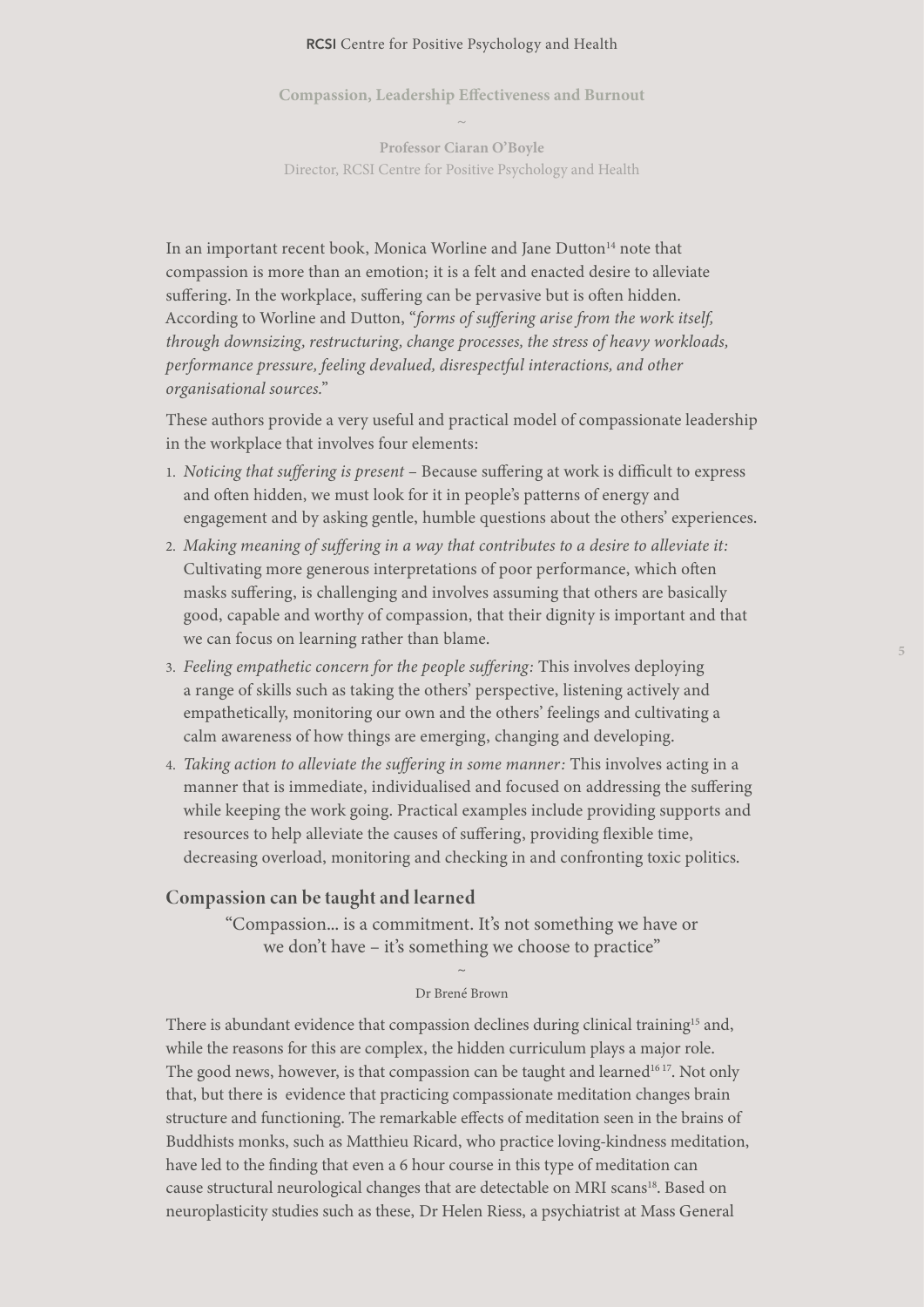## Compassion, Leadership Effectiveness and Burnout

~

**Professor Ciaran O'Boyle**
Director, RCSI Centre for Positive Psychology and Health

In an important recent book, Monica Worline and Jane Dutton[14] note that compassion is more than an emotion; it is a felt and enacted desire to alleviate suffering. In the workplace, suffering can be pervasive but is often hidden. According to Worline and Dutton, "*forms of suffering arise from the work itself, through downsizing, restructuring, change processes, the stress of heavy workloads, performance pressure, feeling devalued, disrespectful interactions, and other organisational sources.*"

These authors provide a very useful and practical model of compassionate leadership in the workplace that involves four elements:

1. *Noticing that suffering is present* – Because suffering at work is difficult to express and often hidden, we must look for it in people's patterns of energy and engagement and by asking gentle, humble questions about the others' experiences.
2. *Making meaning of suffering in a way that contributes to a desire to alleviate it:* Cultivating more generous interpretations of poor performance, which often masks suffering, is challenging and involves assuming that others are basically good, capable and worthy of compassion, that their dignity is important and that we can focus on learning rather than blame.
3. *Feeling empathetic concern for the people suffering:* This involves deploying a range of skills such as taking the others' perspective, listening actively and empathetically, monitoring our own and the others' feelings and cultivating a calm awareness of how things are emerging, changing and developing.
4. *Taking action to alleviate the suffering in some manner:* This involves acting in a manner that is immediate, individualised and focused on addressing the suffering while keeping the work going. Practical examples include providing supports and resources to help alleviate the causes of suffering, providing flexible time, decreasing overload, monitoring and checking in and confronting toxic politics.

### Compassion can be taught and learned

"Compassion... is a commitment. It's not something we have or we don't have – it's something we choose to practice"

~

Dr Brené Brown

There is abundant evidence that compassion declines during clinical training[15] and, while the reasons for this are complex, the hidden curriculum plays a major role. The good news, however, is that compassion can be taught and learned[16,17]. Not only that, but there is evidence that practicing compassionate meditation changes brain structure and functioning. The remarkable effects of meditation seen in the brains of Buddhists monks, such as Matthieu Ricard, who practice loving-kindness meditation, have led to the finding that even a 6 hour course in this type of meditation can cause structural neurological changes that are detectable on MRI scans[18]. Based on neuroplasticity studies such as these, Dr Helen Riess, a psychiatrist at Mass General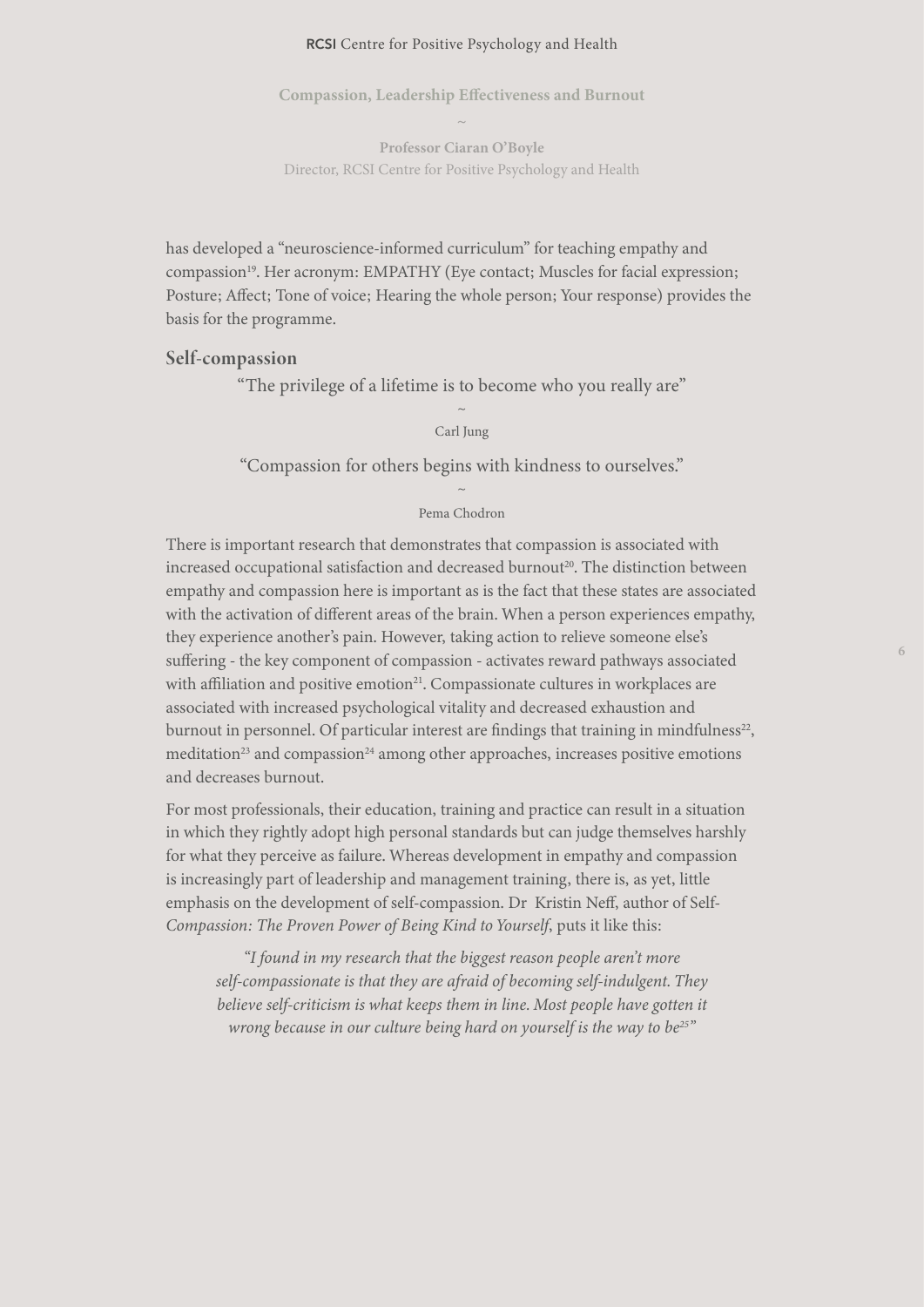has developed a "neuroscience-informed curriculum" for teaching empathy and compassion[19]. Her acronym: EMPATHY (Eye contact; Muscles for facial expression; Posture; Affect; Tone of voice; Hearing the whole person; Your response) provides the basis for the programme.

## Self-compassion

"The privilege of a lifetime is to become who you really are"

~

Carl Jung

"Compassion for others begins with kindness to ourselves."

~

Pema Chodron

There is important research that demonstrates that compassion is associated with increased occupational satisfaction and decreased burnout[20]. The distinction between empathy and compassion here is important as is the fact that these states are associated with the activation of different areas of the brain. When a person experiences empathy, they experience another's pain. However, taking action to relieve someone else's suffering - the key component of compassion - activates reward pathways associated with affiliation and positive emotion[21]. Compassionate cultures in workplaces are associated with increased psychological vitality and decreased exhaustion and burnout in personnel. Of particular interest are findings that training in mindfulness[22], meditation[23] and compassion[24] among other approaches, increases positive emotions and decreases burnout.

For most professionals, their education, training and practice can result in a situation in which they rightly adopt high personal standards but can judge themselves harshly for what they perceive as failure. Whereas development in empathy and compassion is increasingly part of leadership and management training, there is, as yet, little emphasis on the development of self-compassion. Dr Kristin Neff, author of Self-*Compassion: The Proven Power of Being Kind to Yourself*, puts it like this:

> *"I found in my research that the biggest reason people aren't more self-compassionate is that they are afraid of becoming self-indulgent. They believe self-criticism is what keeps them in line. Most people have gotten it wrong because in our culture being hard on yourself is the way to be[25]"*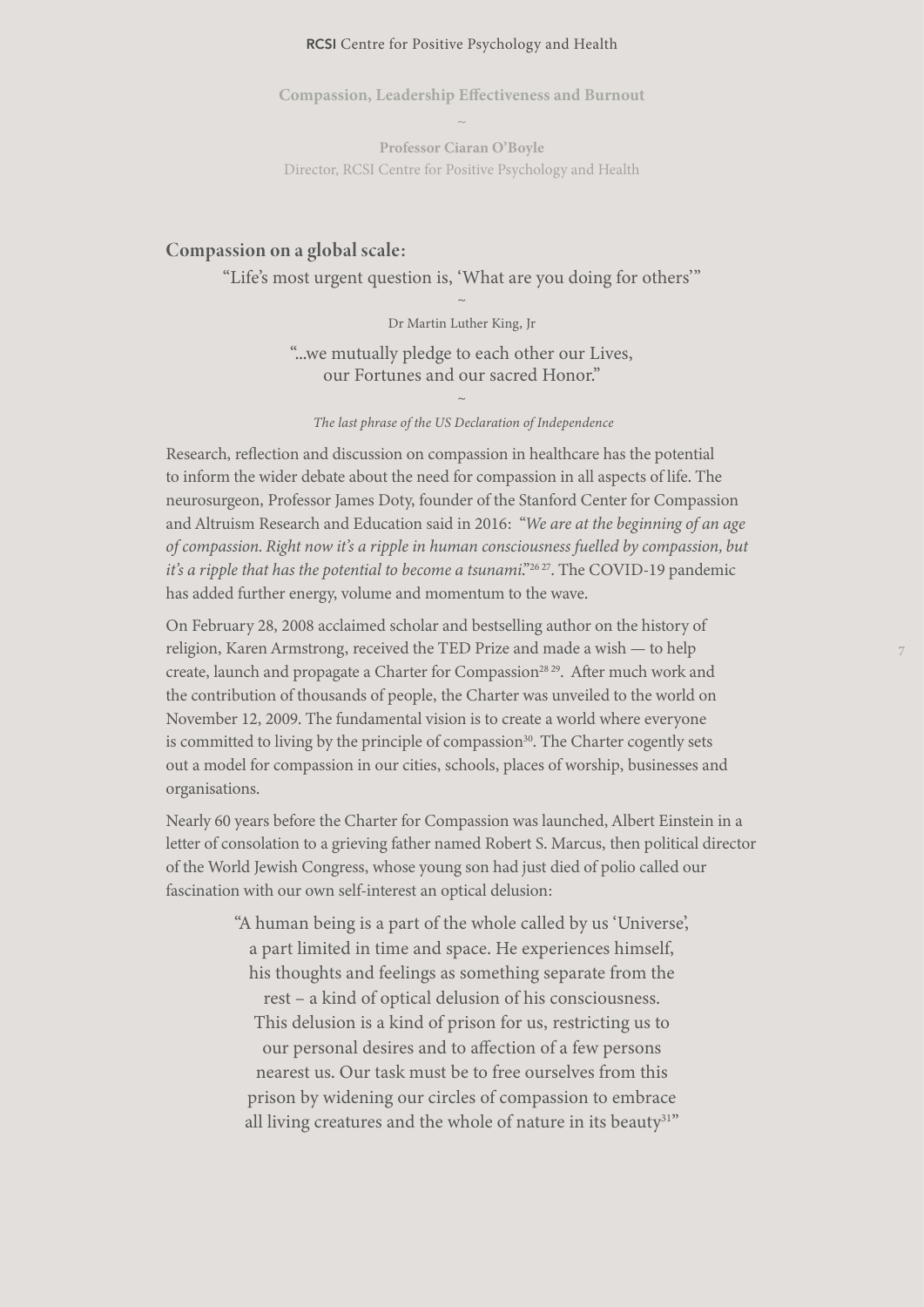RCSI Centre for Positive Psychology and Health

**Compassion, Leadership Effectiveness and Burnout**

~

**Professor Ciaran O'Boyle**
Director, RCSI Centre for Positive Psychology and Health

## Compassion on a global scale:

"Life's most urgent question is, 'What are you doing for others'"

~

Dr Martin Luther King, Jr

"...we mutually pledge to each other our Lives, our Fortunes and our sacred Honor."

~

*The last phrase of the US Declaration of Independence*

Research, reflection and discussion on compassion in healthcare has the potential to inform the wider debate about the need for compassion in all aspects of life. The neurosurgeon, Professor James Doty, founder of the Stanford Center for Compassion and Altruism Research and Education said in 2016: *"We are at the beginning of an age of compassion. Right now it's a ripple in human consciousness fuelled by compassion, but it's a ripple that has the potential to become a tsunami."*[26 27]. The COVID-19 pandemic has added further energy, volume and momentum to the wave.

On February 28, 2008 acclaimed scholar and bestselling author on the history of religion, Karen Armstrong, received the TED Prize and made a wish — to help create, launch and propagate a Charter for Compassion[28 29]. After much work and the contribution of thousands of people, the Charter was unveiled to the world on November 12, 2009. The fundamental vision is to create a world where everyone is committed to living by the principle of compassion[30]. The Charter cogently sets out a model for compassion in our cities, schools, places of worship, businesses and organisations.

Nearly 60 years before the Charter for Compassion was launched, Albert Einstein in a letter of consolation to a grieving father named Robert S. Marcus, then political director of the World Jewish Congress, whose young son had just died of polio called our fascination with our own self-interest an optical delusion:

"A human being is a part of the whole called by us 'Universe', a part limited in time and space. He experiences himself, his thoughts and feelings as something separate from the rest – a kind of optical delusion of his consciousness. This delusion is a kind of prison for us, restricting us to our personal desires and to affection of a few persons nearest us. Our task must be to free ourselves from this prison by widening our circles of compassion to embrace all living creatures and the whole of nature in its beauty[31]"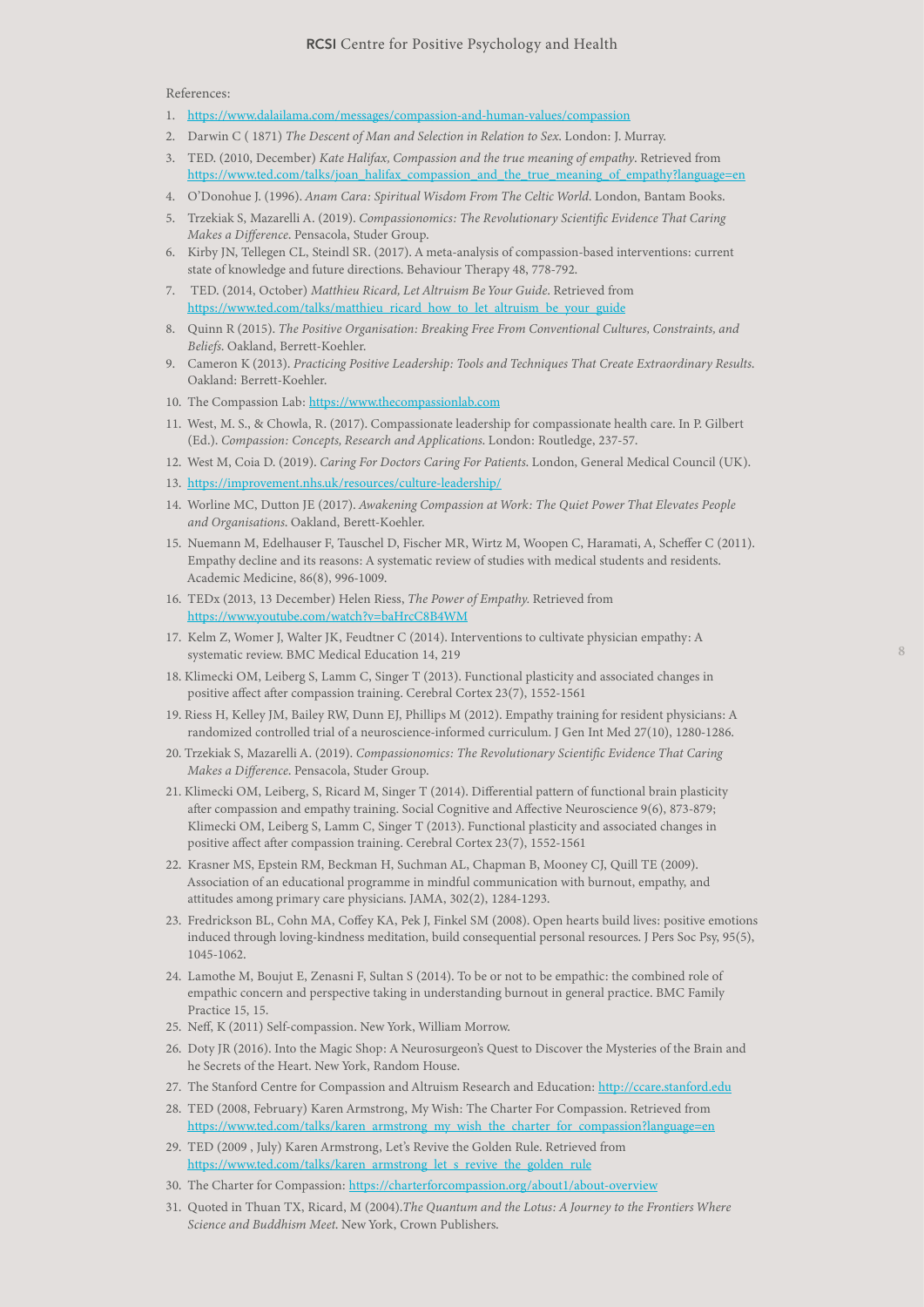References:

1. https://www.dalailama.com/messages/compassion-and-human-values/compassion
2. Darwin C ( 1871) *The Descent of Man and Selection in Relation to Sex*. London: J. Murray.
3. TED. (2010, December) *Kate Halifax, Compassion and the true meaning of empathy*. Retrieved from https://www.ted.com/talks/joan_halifax_compassion_and_the_true_meaning_of_empathy?language=en
4. O'Donohue J. (1996). *Anam Cara: Spiritual Wisdom From The Celtic World*. London, Bantam Books.
5. Trzekiak S, Mazarelli A. (2019). *Compassionomics: The Revolutionary Scientific Evidence That Caring Makes a Difference*. Pensacola, Studer Group.
6. Kirby JN, Tellegen CL, Steindl SR. (2017). A meta-analysis of compassion-based interventions: current state of knowledge and future directions. Behaviour Therapy 48, 778-792.
7. TED. (2014, October) *Matthieu Ricard, Let Altruism Be Your Guide*. Retrieved from https://www.ted.com/talks/matthieu_ricard_how_to_let_altruism_be_your_guide
8. Quinn R (2015). *The Positive Organisation: Breaking Free From Conventional Cultures, Constraints, and Beliefs*. Oakland, Berrett-Koehler.
9. Cameron K (2013). *Practicing Positive Leadership: Tools and Techniques That Create Extraordinary Results*. Oakland: Berrett-Koehler.
10. The Compassion Lab: https://www.thecompassionlab.com
11. West, M. S., & Chowla, R. (2017). Compassionate leadership for compassionate health care. In P. Gilbert (Ed.). *Compassion: Concepts, Research and Applications*. London: Routledge, 237-57.
12. West M, Coia D. (2019). *Caring For Doctors Caring For Patients*. London, General Medical Council (UK).
13. https://improvement.nhs.uk/resources/culture-leadership/
14. Worline MC, Dutton JE (2017). *Awakening Compassion at Work: The Quiet Power That Elevates People and Organisations*. Oakland, Berett-Koehler.
15. Nuemann M, Edelhauser F, Tauschel D, Fischer MR, Wirtz M, Woopen C, Haramati, A, Scheffer C (2011). Empathy decline and its reasons: A systematic review of studies with medical students and residents. Academic Medicine, 86(8), 996-1009.
16. TEDx (2013, 13 December) Helen Riess, *The Power of Empathy*. Retrieved from https://www.youtube.com/watch?v=baHrcC8B4WM
17. Kelm Z, Womer J, Walter JK, Feudtner C (2014). Interventions to cultivate physician empathy: A systematic review. BMC Medical Education 14, 219
18. Klimecki OM, Leiberg S, Lamm C, Singer T (2013). Functional plasticity and associated changes in positive affect after compassion training. Cerebral Cortex 23(7), 1552-1561
19. Riess H, Kelley JM, Bailey RW, Dunn EJ, Phillips M (2012). Empathy training for resident physicians: A randomized controlled trial of a neuroscience-informed curriculum. J Gen Int Med 27(10), 1280-1286.
20. Trzekiak S, Mazarelli A. (2019). *Compassionomics: The Revolutionary Scientific Evidence That Caring Makes a Difference*. Pensacola, Studer Group.
21. Klimecki OM, Leiberg, S, Ricard M, Singer T (2014). Differential pattern of functional brain plasticity after compassion and empathy training. Social Cognitive and Affective Neuroscience 9(6), 873-879; Klimecki OM, Leiberg S, Lamm C, Singer T (2013). Functional plasticity and associated changes in positive affect after compassion training. Cerebral Cortex 23(7), 1552-1561
22. Krasner MS, Epstein RM, Beckman H, Suchman AL, Chapman B, Mooney CJ, Quill TE (2009). Association of an educational programme in mindful communication with burnout, empathy, and attitudes among primary care physicians. JAMA, 302(2), 1284-1293.
23. Fredrickson BL, Cohn MA, Coffey KA, Pek J, Finkel SM (2008). Open hearts build lives: positive emotions induced through loving-kindness meditation, build consequential personal resources. J Pers Soc Psy, 95(5), 1045-1062.
24. Lamothe M, Boujut E, Zenasni F, Sultan S (2014). To be or not to be empathic: the combined role of empathic concern and perspective taking in understanding burnout in general practice. BMC Family Practice 15, 15.
25. Neff, K (2011) Self-compassion. New York, William Morrow.
26. Doty JR (2016). Into the Magic Shop: A Neurosurgeon's Quest to Discover the Mysteries of the Brain and he Secrets of the Heart. New York, Random House.
27. The Stanford Centre for Compassion and Altruism Research and Education: http://ccare.stanford.edu
28. TED (2008, February) Karen Armstrong, My Wish: The Charter For Compassion. Retrieved from https://www.ted.com/talks/karen_armstrong_my_wish_the_charter_for_compassion?language=en
29. TED (2009 , July) Karen Armstrong, Let's Revive the Golden Rule. Retrieved from https://www.ted.com/talks/karen_armstrong_let_s_revive_the_golden_rule
30. The Charter for Compassion: https://charterforcompassion.org/about1/about-overview
31. Quoted in Thuan TX, Ricard, M (2004).*The Quantum and the Lotus: A Journey to the Frontiers Where Science and Buddhism Meet*. New York, Crown Publishers.